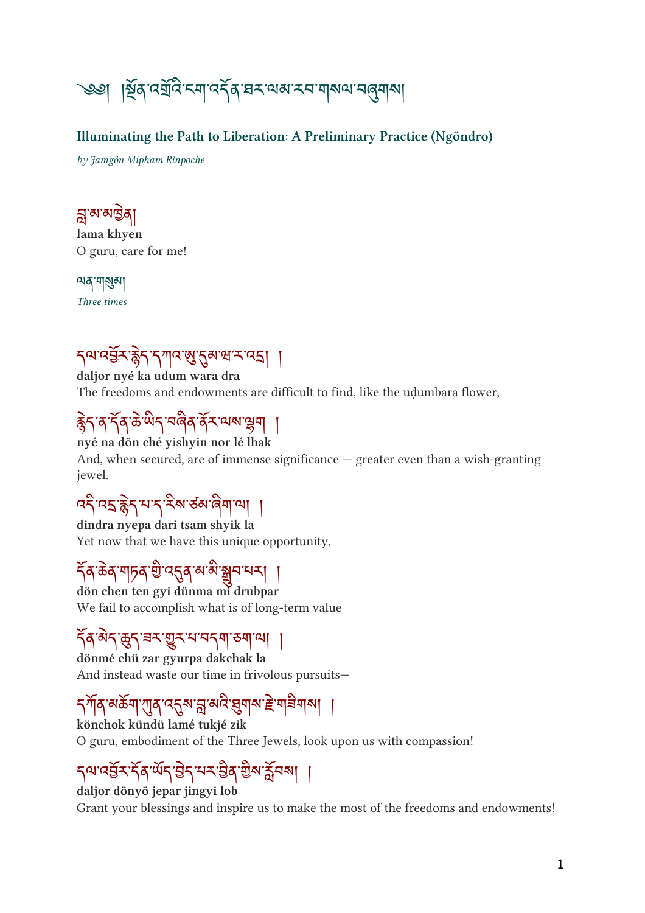# ༄༅། །སྔོན་འགྲོའི་ངག་འདོན་ཐར་ལམ་རབ་གསལ་བཞུགས།

## Illuminating the Path to Liberation: A Preliminary Practice (Ngöndro)

*by Jamgön Mipham Rinpoche*

བླ་མ་མཁྱེན།
**lama khyen**
O guru, care for me!

ལན་གསུམ།
*Three times*

དལ་འབྱོར་རྙེད་དཀའ་ཨུ་དུམ་ཝ་ར་འདྲ། །
**daljor nyé ka udum wara dra**
The freedoms and endowments are difficult to find, like the uḍumbara flower,

རྙེད་ན་དོན་ཆེ་ཡིད་བཞིན་ནོར་ལས་ལྷག །
**nyé na dön ché yishyin nor lé lhak**
And, when secured, are of immense significance — greater even than a wish-granting jewel.

འདི་འདྲ་རྙེད་པ་ད་རེས་ཙམ་ཞིག་ལ། །
**dindra nyepa dari tsam shyik la**
Yet now that we have this unique opportunity,

དོན་ཆེན་གཏན་གྱི་འདུན་མ་མི་སྒྲུབ་པར། །
**dön chen ten gyi dünma mi drubpar**
We fail to accomplish what is of long-term value

དོན་མེད་ཆུད་ཟར་གྱུར་པ་བདག་ཅག་ལ། །
**dönmé chü zar gyurpa dakchak la**
And instead waste our time in frivolous pursuits—

དཀོན་མཆོག་ཀུན་འདུས་བླ་མའི་ཐུགས་རྗེ་གཟིགས། །
**könchok kündü lamé tukjé zik**
O guru, embodiment of the Three Jewels, look upon us with compassion!

དལ་འབྱོར་དོན་ཡོད་བྱེད་པར་བྱིན་གྱིས་རློབས། །
**daljor dönyö jepar jingyi lob**
Grant your blessings and inspire us to make the most of the freedoms and endowments!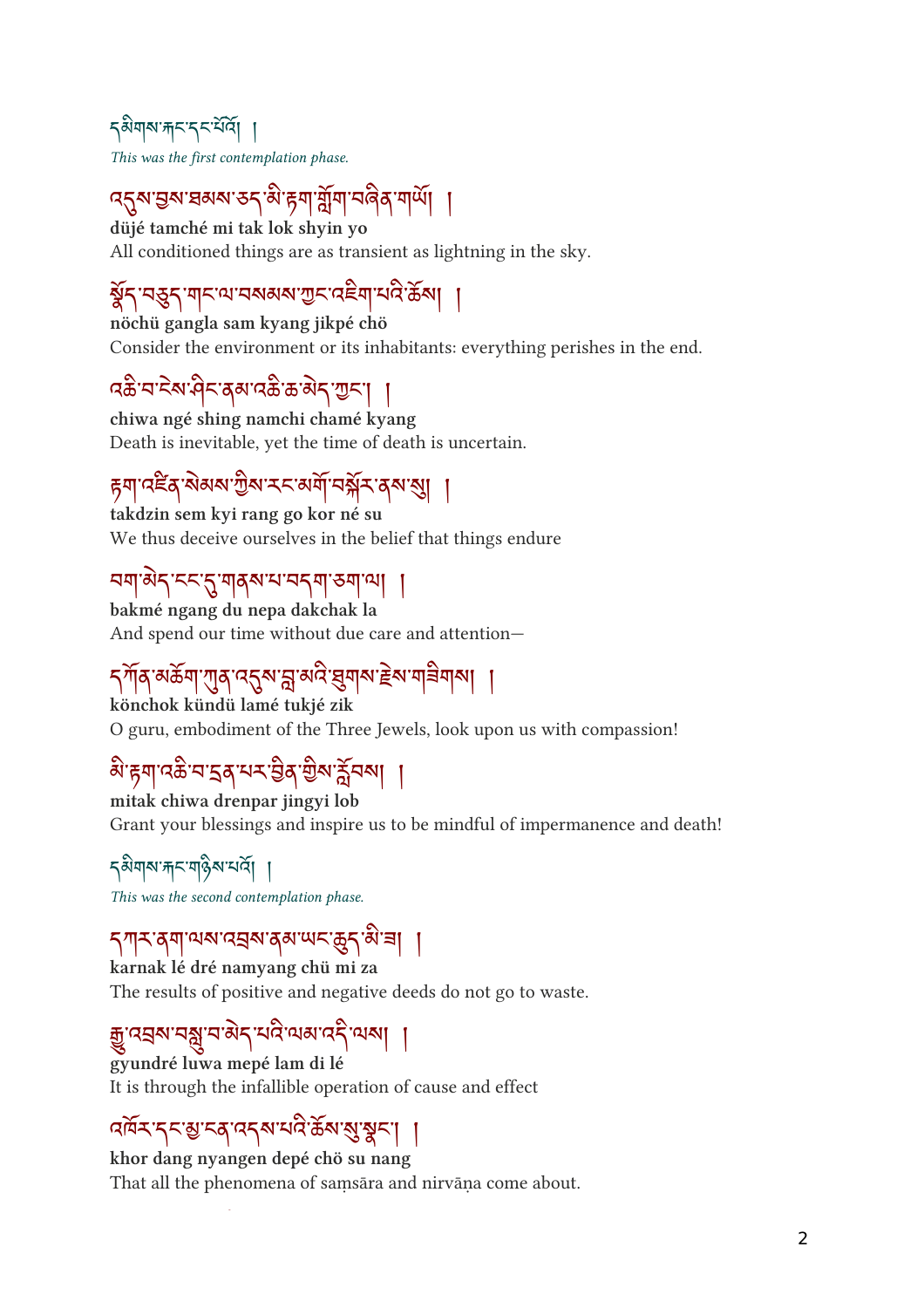དམིགས་སྐང་དང་པོའོ། །

*This was the first contemplation phase.*

འདུས་བྱས་ཐམས་ཅད་མི་རྟག་གློག་བཞིན་གཡོ། །

**düjé tamché mi tak lok shyin yo**

All conditioned things are as transient as lightning in the sky.

སྣོད་བཅུད་གང་ལ་བསམས་ཀྱང་འཇིག་པའི་ཆོས། །

**nöchü gangla sam kyang jikpé chö**

Consider the environment or its inhabitants: everything perishes in the end.

འཆི་བ་ངེས་ཤིང་ནམ་འཆི་ཆ་མེད་ཀྱང་། །

**chiwa ngé shing namchi chamé kyang**

Death is inevitable, yet the time of death is uncertain.

རྟག་འཛིན་སེམས་ཀྱིས་རང་མགོ་བསྐོར་ནས་སུ། །

**takdzin sem kyi rang go kor né su**

We thus deceive ourselves in the belief that things endure

བག་མེད་ངང་དུ་གནས་པ་བདག་ཅག་ལ། །

**bakmé ngang du nepa dakchak la**

And spend our time without due care and attention—

དཀོན་མཆོག་ཀུན་འདུས་བླ་མའི་ཐུགས་རྗེས་གཟིགས། །

**könchok kündü lamé tukjé zik**

O guru, embodiment of the Three Jewels, look upon us with compassion!

མི་རྟག་འཆི་བ་དྲན་པར་བྱིན་གྱིས་རློབས། །

**mitak chiwa drenpar jingyi lob**

Grant your blessings and inspire us to be mindful of impermanence and death!

དམིགས་སྐང་གཉིས་པའོ། །

*This was the second contemplation phase.*

དཀར་ནག་ལས་འབྲས་ནམ་ཡང་ཆུད་མི་ཟ། །

**karnak lé dré namyang chü mi za**

The results of positive and negative deeds do not go to waste.

རྒྱུ་འབྲས་བསླུ་བ་མེད་པའི་ལམ་འདི་ལས། །

**gyundré luwa mepé lam di lé**

It is through the infallible operation of cause and effect

འཁོར་དང་མྱ་ངན་འདས་པའི་ཆོས་སུ་སྣང་། །

**khor dang nyangen depé chö su nang**

That all the phenomena of saṃsāra and nirvāṇa come about.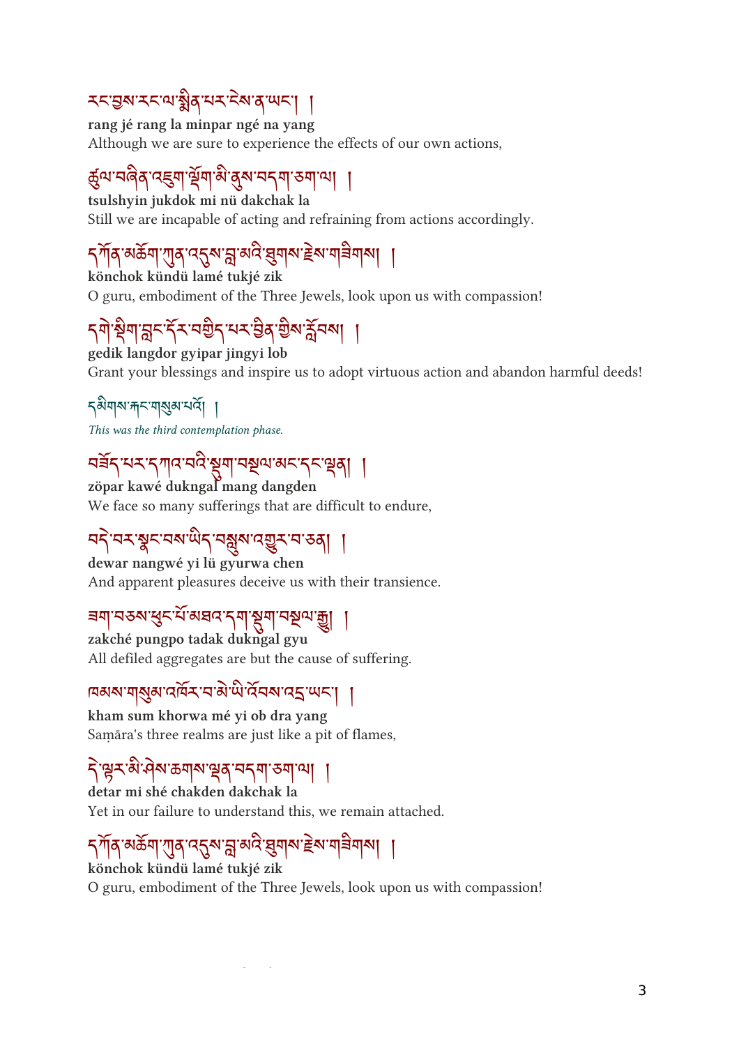རང་བྱས་རང་ལ་སྨིན་པར་ངེས་ན་ཡང་། །

**rang jé rang la minpar ngé na yang**

Although we are sure to experience the effects of our own actions,

ཚུལ་བཞིན་འཇུག་ལྡོག་མི་ནུས་བདག་ཅག་ལ། །

**tsulshyin jukdok mi nü dakchak la**

Still we are incapable of acting and refraining from actions accordingly.

དཀོན་མཆོག་ཀུན་འདུས་བླ་མའི་ཐུགས་རྗེས་གཟིགས། །

**könchok kündü lamé tukjé zik**

O guru, embodiment of the Three Jewels, look upon us with compassion!

དགེ་སྡིག་བླང་དོར་བསྒྲུབ་པར་བྱིན་གྱིས་རློབས། །

**gedik langdor gyipar jingyi lob**

Grant your blessings and inspire us to adopt virtuous action and abandon harmful deeds!

དམིགས་རྐང་གསུམ་པའོ། །

*This was the third contemplation phase.*

བཟོད་པར་དཀའ་བའི་སྡུག་བསྔལ་མང་དང་ལྡན། །

**zöpar kawé dukngal mang dangden**

We face so many sufferings that are difficult to endure,

བདེ་བར་སྣང་བས་ཡིད་བསླུས་འགྱུར་བ་ཅན། །

**dewar nangwé yi lü gyurwa chen**

And apparent pleasures deceive us with their transience.

ཟག་བཅས་ཕུང་པོ་མཐའ་དག་སྡུག་བསྔལ་རྒྱུ། །

**zakché pungpo tadak dukngal gyu**

All defiled aggregates are but the cause of suffering.

ཁམས་གསུམ་འཁོར་བ་མེ་ཡི་འོབས་འདྲ་ཡང་། །

**kham sum khorwa mé yi ob dra yang**

Saṃāra's three realms are just like a pit of flames,

དེ་ལྟར་མི་ཤེས་ཆགས་ལྡན་བདག་ཅག་ལ། །

**detar mi shé chakden dakchak la**

Yet in our failure to understand this, we remain attached.

དཀོན་མཆོག་ཀུན་འདུས་བླ་མའི་ཐུགས་རྗེས་གཟིགས། །

**könchok kündü lamé tukjé zik**

O guru, embodiment of the Three Jewels, look upon us with compassion!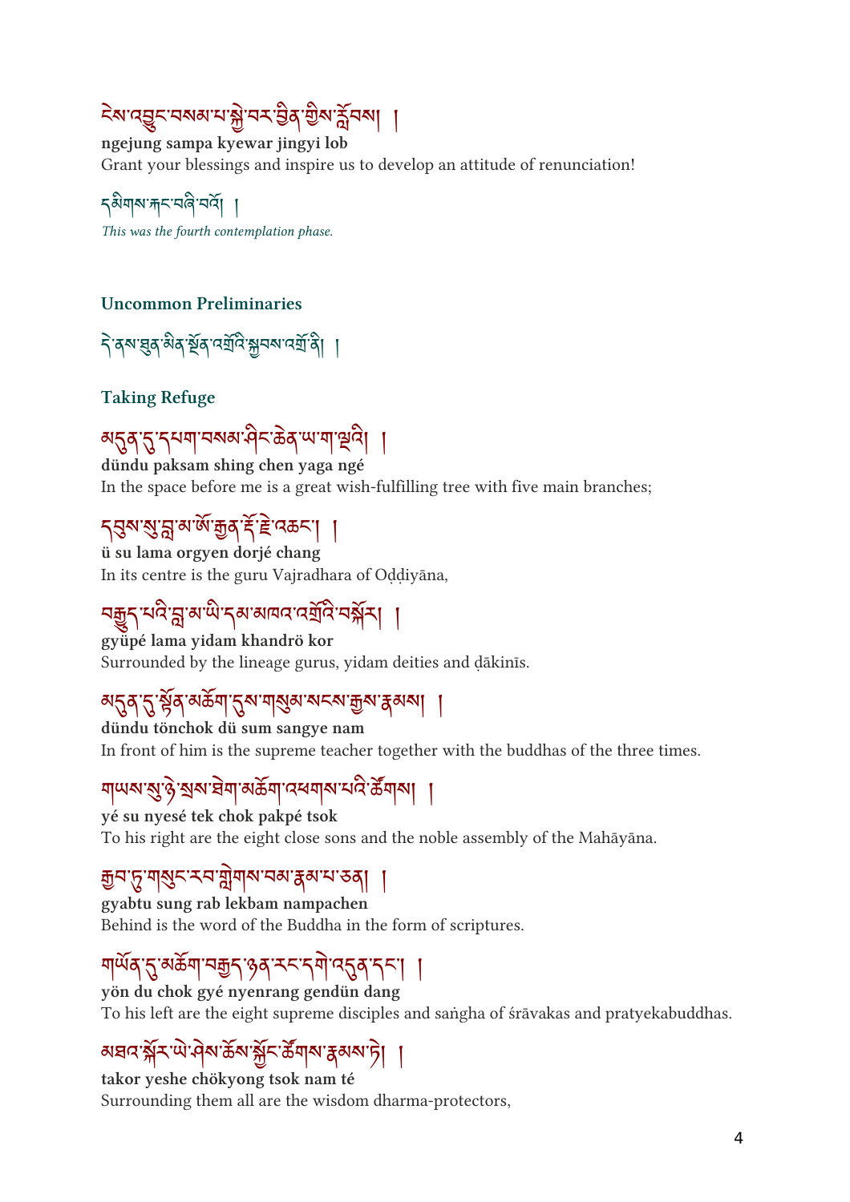ངེས་འབྱུང་བསམ་པ་སྐྱེ་བར་བྱིན་གྱིས་རློབས། །

**ngejung sampa kyewar jingyi lob**

Grant your blessings and inspire us to develop an attitude of renunciation!

དམིགས་རྐྱང་བཞི་པའོ། །

*This was the fourth contemplation phase.*

## Uncommon Preliminaries

དེ་ནས་ཐུན་མིན་སྔོན་འགྲོའི་སྐྱབས་འགྲོ་ནི། །

## Taking Refuge

མདུན་དུ་དཔག་བསམ་ཤིང་ཆེན་ཡལ་ག་ལྔའི། །

**dündu paksam shing chen yaga ngé**

In the space before me is a great wish-fulfilling tree with five main branches;

དབུས་སུ་བླ་མ་ཨོ་རྒྱན་རྡོ་རྗེ་འཆང་། །

**ü su lama orgyen dorjé chang**

In its centre is the guru Vajradhara of Oḍḍiyāna,

བརྒྱུད་པའི་བླ་མ་ཡི་དམ་མཁའ་འགྲོའི་བསྐོར། །

**gyüpé lama yidam khandrö kor**

Surrounded by the lineage gurus, yidam deities and ḍākinīs.

མདུན་དུ་སྟོན་མཆོག་དུས་གསུམ་སངས་རྒྱས་རྣམས། །

**dündu tönchok dü sum sangye nam**

In front of him is the supreme teacher together with the buddhas of the three times.

གཡས་སུ་ཉེ་སྲས་ཐེག་མཆོག་འཕགས་པའི་ཚོགས། །

**yé su nyesé tek chok pakpé tsok**

To his right are the eight close sons and the noble assembly of the Mahāyāna.

རྒྱབ་ཏུ་གསུང་རབ་གླེགས་བམ་རྣམ་པ་ཅན། །

**gyabtu sung rab lekbam nampachen**

Behind is the word of the Buddha in the form of scriptures.

གཡོན་དུ་མཆོག་བརྒྱད་ཉན་རང་དགེ་འདུན་དང་། །

**yön du chok gyé nyenrang gendün dang**

To his left are the eight supreme disciples and saṅgha of śrāvakas and pratyekabuddhas.

མཐའ་སྐོར་ཡེ་ཤེས་ཆོས་སྐྱོང་ཚོགས་རྣམས་ཏེ། །

**takor yeshe chökyong tsok nam té**

Surrounding them all are the wisdom dharma-protectors,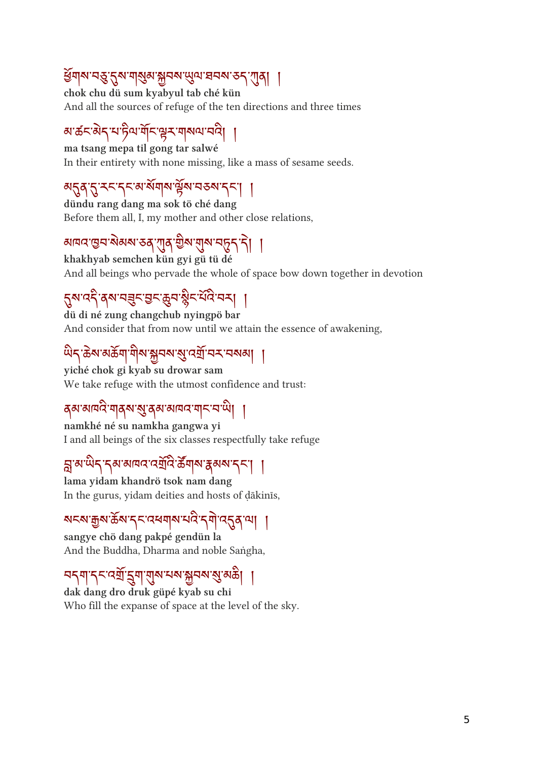ཕྱོགས་བཅུ་དུས་གསུམ་སྐྱབས་ཡུལ་ཐབས་ཅད་ཀུན། །

**chok chu dü sum kyabyul tab ché kün**

And all the sources of refuge of the ten directions and three times

མ་ཚང་མེད་པ་ཏིལ་གོང་ལྟར་གསལ་བའི། །

**ma tsang mepa til gong tar salwé**

In their entirety with none missing, like a mass of sesame seeds.

མདུན་དུ་རང་དང་མ་སོགས་ཉེ་བཅས་དང་། །

**dündu rang dang ma sok tö ché dang**

Before them all, I, my mother and other close relations,

མཁའ་ཁྱབ་སེམས་ཅན་ཀུན་གྱིས་གུས་བཏུད་དེ། །

**khakhyab semchen kün gyi gü tü dé**

And all beings who pervade the whole of space bow down together in devotion

དུས་འདི་ནས་བཟུང་བྱང་ཆུབ་སྙིང་པོའི་བར། །

**dü di né zung changchub nyingpö bar**

And consider that from now until we attain the essence of awakening,

ཡིད་ཆེས་མཆོག་གིས་སྐྱབས་སུ་འགྲོ་བར་བསམ། །

**yiché chok gi kyab su drowar sam**

We take refuge with the utmost confidence and trust:

ནམ་མཁའི་གནས་སུ་ནམ་མཁའ་གང་བ་ཡི། །

**namkhé né su namkha gangwa yi**

I and all beings of the six classes respectfully take refuge

བླ་མ་ཡི་དམ་མཁའ་འགྲོའི་ཚོགས་རྣམས་དང་། །

**lama yidam khandrö tsok nam dang**

In the gurus, yidam deities and hosts of ḍākinīs,

སངས་རྒྱས་ཆོས་དང་འཕགས་པའི་དགེ་འདུན་ལ། །

**sangye chö dang pakpé gendün la**

And the Buddha, Dharma and noble Saṅgha,

བདག་དང་འགྲོ་དྲུག་གུས་པས་སྐྱབས་སུ་མཆི། །

**dak dang dro druk güpé kyab su chi**

Who fill the expanse of space at the level of the sky.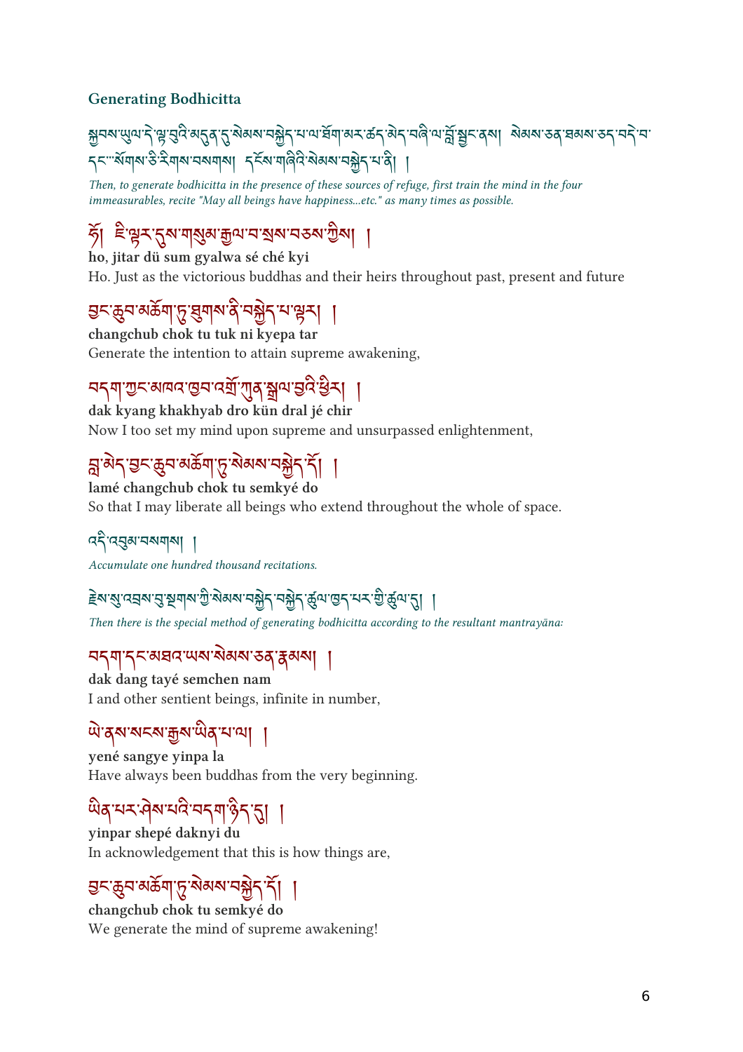### Generating Bodhicitta

སྐབས་ཡུལ་དེ་ལྟ་བུའི་མདུན་དུ་སེམས་བསྐྱེད་པ་ལ་ཐོག་མར་ཚད་མེད་བཞི་ལ་བློ་སྦྱོང་ནས། སེམས་ཅན་ཐམས་ཅད་བདེ་བ་དང་ སོགས་ཅི་རིགས་བསགས། དངོས་གཞིའི་སེམས་བསྐྱེད་པ་ནི། །

*Then, to generate bodhicitta in the presence of these sources of refuge, first train the mind in the four immeasurables, recite "May all beings have happiness...etc." as many times as possible.*

ཧོ། ཇི་ལྟར་དུས་གསུམ་རྒྱལ་བ་སྲས་བཅས་ཀྱིས། །

**ho, jitar dü sum gyalwa sé ché kyi**

Ho. Just as the victorious buddhas and their heirs throughout past, present and future

བྱང་ཆུབ་མཆོག་ཏུ་ཐུགས་ནི་བསྐྱེད་པ་ལྟར། །

**changchub chok tu tuk ni kyepa tar**

Generate the intention to attain supreme awakening,

བདག་ཀྱང་མཁའ་ཁྱབ་འགྲོ་ཀུན་སྒྲོལ་བྱའི་ཕྱིར། །

**dak kyang khakhyab dro kün dral jé chir**

Now I too set my mind upon supreme and unsurpassed enlightenment,

བླ་མེད་བྱང་ཆུབ་མཆོག་ཏུ་སེམས་བསྐྱེད་དོ། །

**lamé changchub chok tu semkyé do**

So that I may liberate all beings who extend throughout the whole of space.

འདི་འབུམ་བསགས། །

*Accumulate one hundred thousand recitations.*

རྗེས་སུ་འབྲས་བུ་སྔགས་ཀྱི་སེམས་བསྐྱེད་བསྐྱེད་ཚུལ་ཁྱད་པར་གྱི་ཚུལ་དུ། །

*Then there is the special method of generating bodhicitta according to the resultant mantrayāna:*

བདག་དང་མཐའ་ཡས་སེམས་ཅན་རྣམས། །

**dak dang tayé semchen nam**

I and other sentient beings, infinite in number,

ཡེ་ནས་སངས་རྒྱས་ཡིན་པ་ལ། །

**yené sangye yinpa la**

Have always been buddhas from the very beginning.

ཡིན་པར་ཤེས་པའི་བདག་ཉིད་དུ། །

**yinpar shepé daknyi du**

In acknowledgement that this is how things are,

བྱང་ཆུབ་མཆོག་ཏུ་སེམས་བསྐྱེད་དོ། །

**changchub chok tu semkyé do**

We generate the mind of supreme awakening!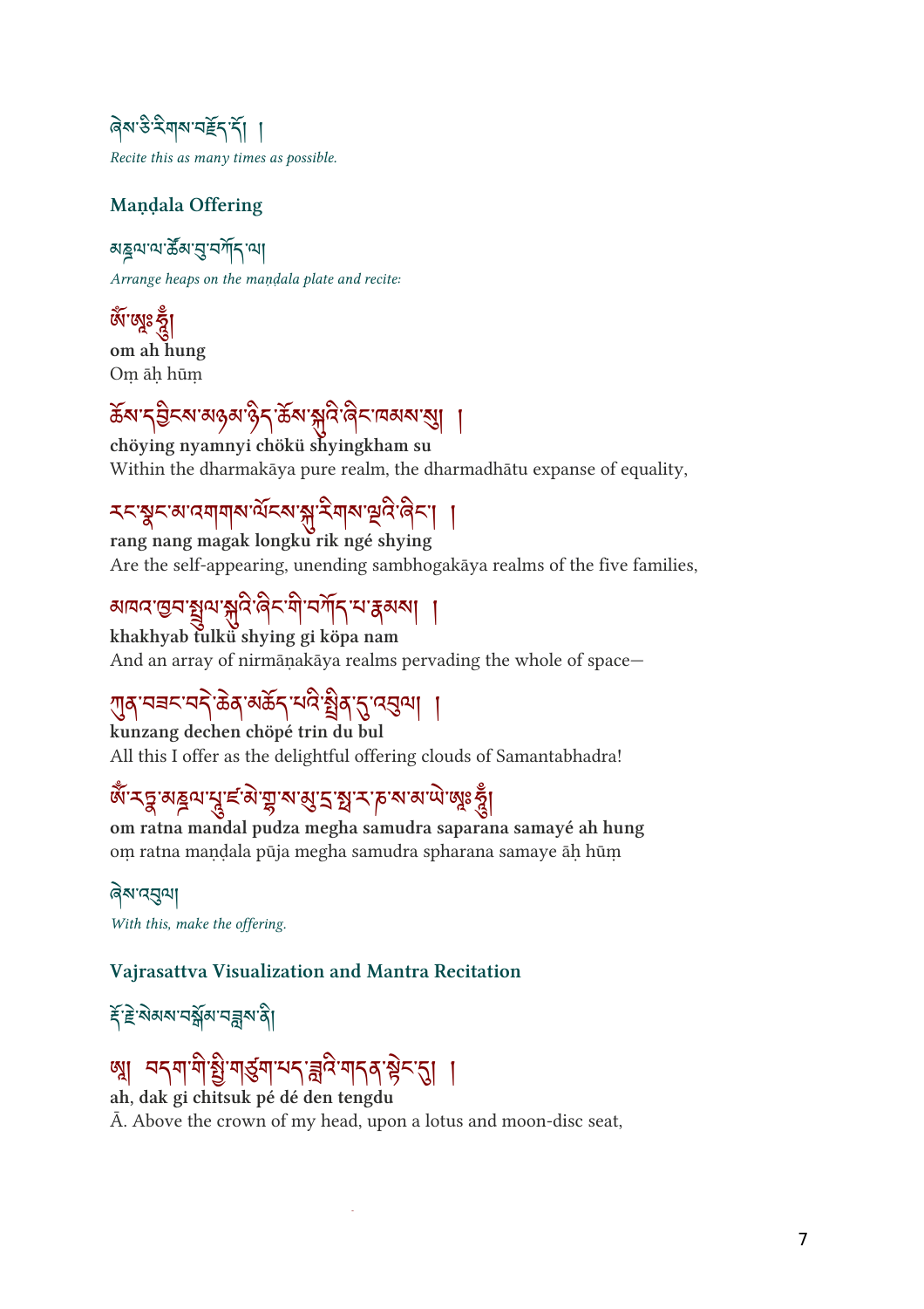ཞེས་ཅི་རིགས་བཟློད་དོ། །

*Recite this as many times as possible.*

### Maṇḍala Offering

མཎྜལ་ལ་ཚོམ་བུ་བཀོད་ལ།

*Arrange heaps on the maṇḍala plate and recite:*

ཨོཾ་ཨཱཿཧཱུྃ།

**om ah hung**

Oṃ āḥ hūṃ

ཆོས་དབྱིངས་མཉམ་ཉིད་ཆོས་སྐུའི་ཞིང་ཁམས་སུ། །

**chöying nyamnyi chökü shyingkham su**

Within the dharmakāya pure realm, the dharmadhātu expanse of equality,

རང་སྣང་མ་འགགས་ལོངས་སྐུ་རིགས་ལྔའི་ཞིང༌། །

**rang nang magak longku rik ngé shying**

Are the self-appearing, unending sambhogakāya realms of the five families,

མཁའ་ཁྱབ་སྤྲུལ་སྐུའི་ཞིང་གི་བཀོད་པ་རྣམས། །

**khakhyab tulkü shying gi köpa nam**

And an array of nirmāṇakāya realms pervading the whole of space—

ཀུན་བཟང་བདེ་ཆེན་མཆོད་པའི་སྤྲིན་དུ་འབུལ། །

**kunzang dechen chöpé trin du bul**

All this I offer as the delightful offering clouds of Samantabhadra!

ཨོཾ་རཏྣ་མཎྜལ་པཱུ་ཛ་མེ་གྷ་ས་མུ་དྲ་སྤ་ར་ཎ་ས་མ་ཡེ་ཨཱཿཧཱུྃ།

**om ratna mandal pudza megha samudra saparana samayé ah hung**

oṃ ratna maṇḍala pūja megha samudra spharana samaye āḥ hūṃ

ཞེས་འབུལ།

*With this, make the offering.*

### Vajrasattva Visualization and Mantra Recitation

རྡོ་རྗེ་སེམས་བསྒོམ་བཟླས་ནི།

ཨཱ། བདག་གི་སྤྱི་གཙུག་པད་ཟླའི་གདན་སྟེང་དུ། །

**ah, dak gi chitsuk pé dé den tengdu**

Ā. Above the crown of my head, upon a lotus and moon-disc seat,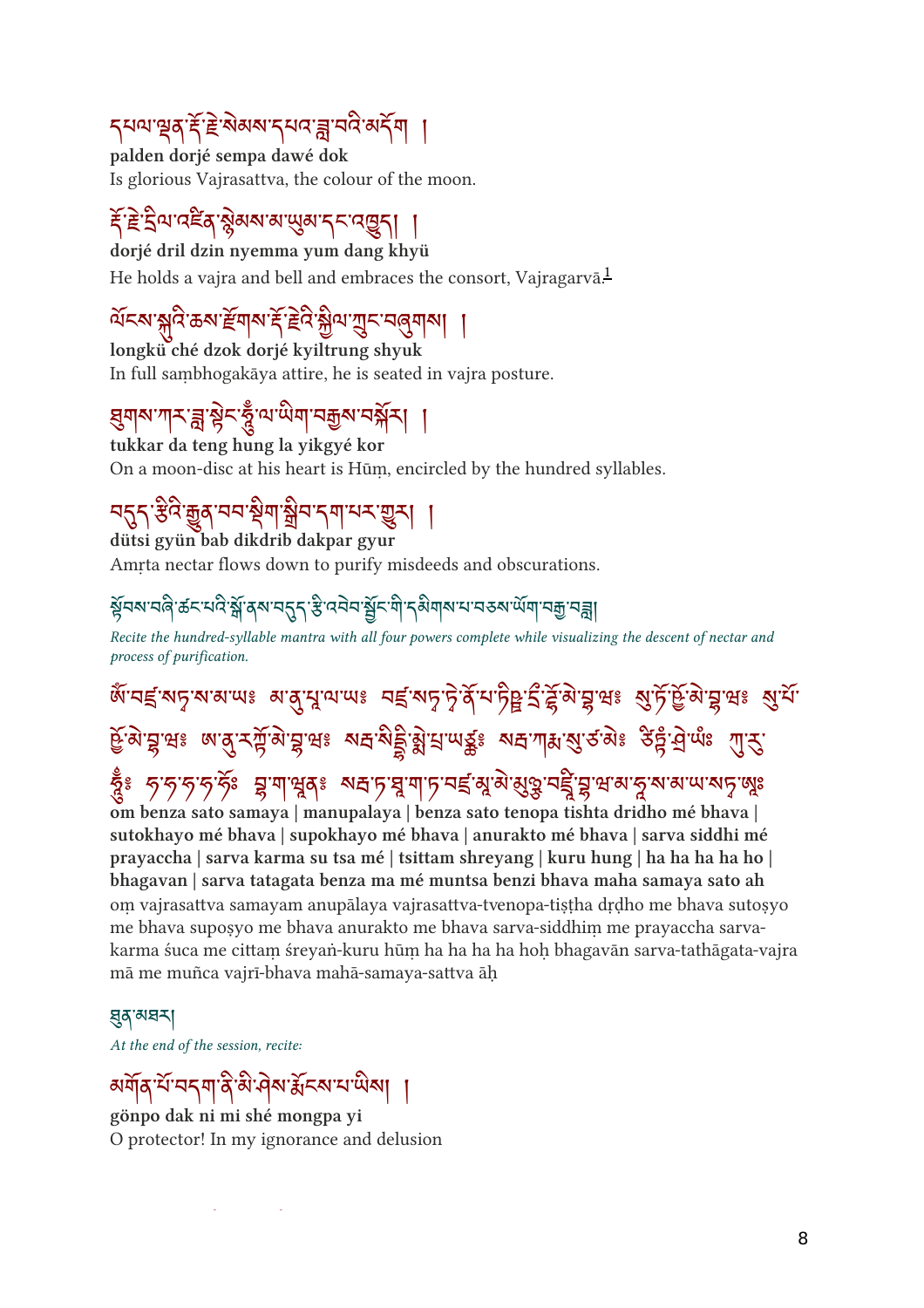དཔལ་ལྡན་རྡོ་རྗེ་སེམས་དཔའ་ཟླ་བའི་མདོག །

**palden dorjé sempa dawé dok**

Is glorious Vajrasattva, the colour of the moon.

རྡོ་རྗེ་དྲིལ་འཛིན་སྙེམས་མ་ཡུམ་དང་འཁྱུད། །

**dorjé dril dzin nyemma yum dang khyü**

He holds a vajra and bell and embraces the consort, Vajragarvā.[1]

ལོངས་སྐུའི་ཆས་རྫོགས་རྡོ་རྗེའི་སྐྱིལ་ཀྲུང་བཞུགས། །

**longkü ché dzok dorjé kyiltrung shyuk**

In full saṃbhogakāya attire, he is seated in vajra posture.

ཐུགས་ཀར་ཟླ་སྟེང་ཧཱུྃ་ལ་ཡིག་བརྒྱས་བསྐོར། །

**tukkar da teng hung la yikgyé kor**

On a moon-disc at his heart is Hūṃ, encircled by the hundred syllables.

བདུད་རྩིའི་རྒྱུན་བབ་སྡིག་སྒྲིབ་དག་པར་གྱུར། །

**dütsi gyün bab dikdrib dakpar gyur**

Amṛta nectar flows down to purify misdeeds and obscurations.

སྟོབས་བཞི་ཚང་བའི་སྒོ་ནས་བདུད་རྩི་འབེབ་སྦྱོང་གི་དམིགས་པ་བཅས་ཡིག་བརྒྱ་བཟླ།

*Recite the hundred-syllable mantra with all four powers complete while visualizing the descent of nectar and process of purification.*

ཨོཾ་བཛྲ་སཏྭ་ས་མ་ཡ༔ མ་ནུ་པཱ་ལ་ཡ༔ བཛྲ་སཏྭ་ཏྭེ་ནོ་པ་ཏིཥྛ་དྲྀ་ཌྷོ་མེ་བྷ་ཝ༔ སུ་ཏོ་ཥྱོ་མེ་བྷ་ཝ༔ སུ་པོ་ཥྱོ་མེ་བྷ་ཝ༔ ཨ་ནུ་རཀྟོ་མེ་བྷ་ཝ༔ སརྦ་སིདྡྷི་མྨེ་པྲ་ཡཙྪ༔ སརྦ་ཀརྨ་སུ་ཙ་མེ༔ ཙིཏྟཾ་ཤྲེ་ཡཿ ཀུ་རུ་ཧཱུྃ༔ ཧ་ཧ་ཧ་ཧ་ཧོཿ བྷ་ག་ཝན༔ སརྦ་ཏ་ཐཱ་ག་ཏ་བཛྲ་མཱ་མེ་མུཉྩ་བཛྲཱི་བྷ་ཝ་མ་ཧཱ་ས་མ་ཡ་སཏྭ་ཨཱཿ

**om benza sato samaya | manupalaya | benza sato tenopa tishta dridho mé bhava | sutokhayo mé bhava | supokhayo mé bhava | anurakto mé bhava | sarva siddhi mé prayaccha | sarva karma su tsa mé | tsittam shreyang | kuru hung | ha ha ha ha ho | bhagavan | sarva tatagata benza ma mé muntsa benzi bhava maha samaya sato ah**

oṃ vajrasattva samayam anupālaya vajrasattva-tvenopa-tiṣṭha dṛḍho me bhava sutoṣyo me bhava supoṣyo me bhava anurakto me bhava sarva-siddhiṃ me prayaccha sarva-karma śuca me cittaṃ śreyaṅ-kuru hūṃ ha ha ha ha hoḥ bhagavān sarva-tathāgata-vajra mā me muñca vajrī-bhava mahā-samaya-sattva āḥ

ཐུན་མཐར།

*At the end of the session, recite:*

མགོན་པོ་བདག་ནི་མི་ཤེས་རྨོངས་པ་ཡིས། །

**gönpo dak ni mi shé mongpa yi**

O protector! In my ignorance and delusion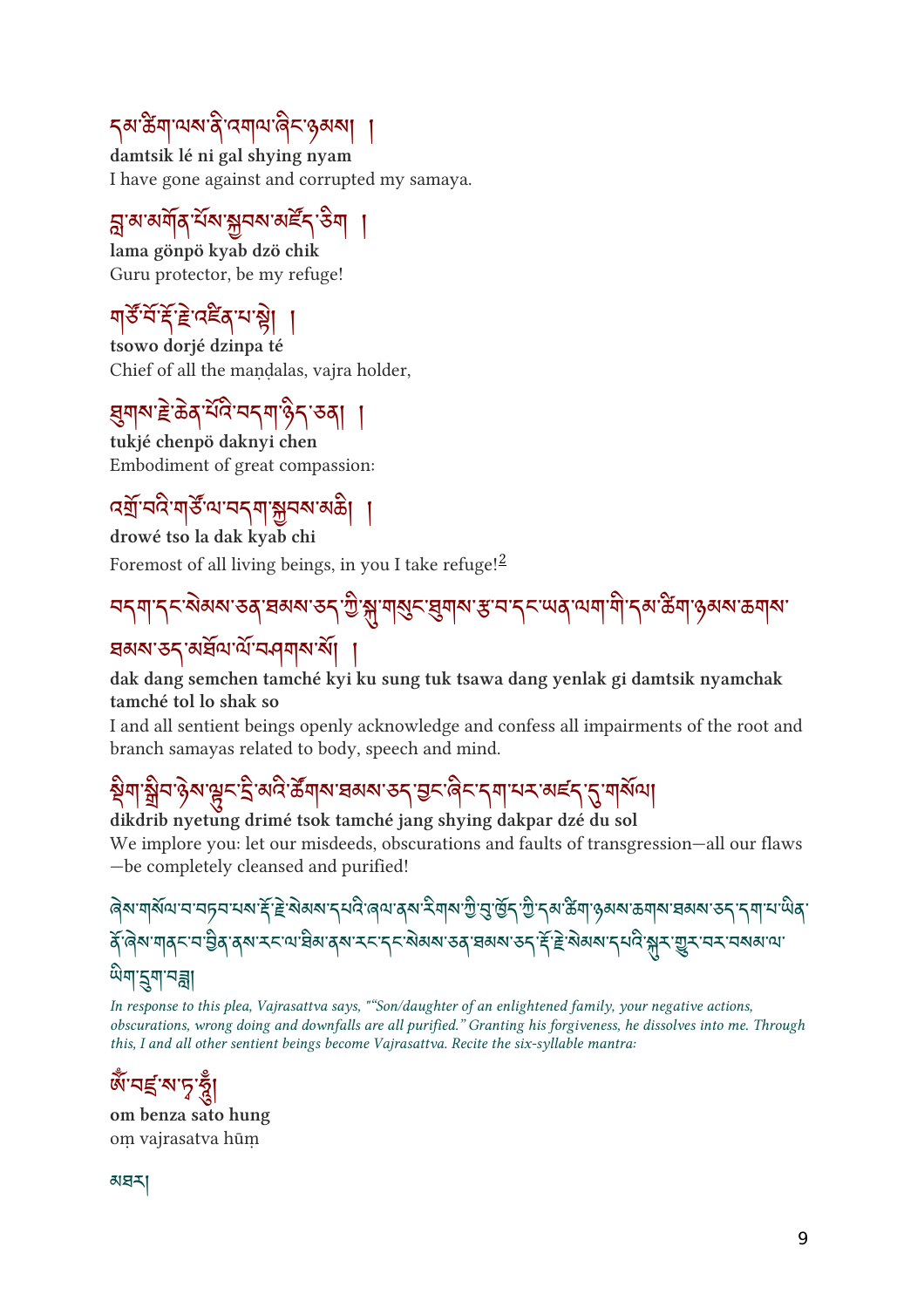དམ་ཚིག་ལས་ནི་འགལ་ཞིང་ཉམས། །

**damtsik lé ni gal shying nyam**

I have gone against and corrupted my samaya.

བླ་མ་མགོན་པོས་སྐྱབས་མཛོད་ཅིག །

**lama gönpö kyab dzö chik**

Guru protector, be my refuge!

གཙོ་བོ་རྡོ་རྗེ་འཛིན་པ་སྟེ། །

**tsowo dorjé dzinpa té**

Chief of all the maṇḍalas, vajra holder,

ཐུགས་རྗེ་ཆེན་པོའི་བདག་ཉིད་ཅན། །

**tukjé chenpö daknyi chen**

Embodiment of great compassion:

འགྲོ་བའི་གཙོ་ལ་བདག་སྐྱབས་མཆི། །

**drowé tso la dak kyab chi**

Foremost of all living beings, in you I take refuge![2]

བདག་དང་སེམས་ཅན་ཐམས་ཅད་ཀྱི་སྐུ་གསུང་ཐུགས་རྩ་བ་དང་ཡན་ལག་གི་དམ་ཚིག་ཉམས་ཆགས་ཐམས་ཅད་མཐོལ་ལོ་བཤགས་སོ། །

**dak dang semchen tamché kyi ku sung tuk tsawa dang yenlak gi damtsik nyamchak tamché tol lo shak so**

I and all sentient beings openly acknowledge and confess all impairments of the root and branch samayas related to body, speech and mind.

སྡིག་སྒྲིབ་ཉེས་ལྟུང་དྲི་མའི་ཚོགས་ཐམས་ཅད་བྱང་ཞིང་དག་པར་མཛད་དུ་གསོལ།

**dikdrib nyetung drimé tsok tamché jang shying dakpar dzé du sol**

We implore you: let our misdeeds, obscurations and faults of transgression—all our flaws—be completely cleansed and purified!

ཞེས་གསོལ་བ་བཏབ་པས་རྡོ་རྗེ་སེམས་དཔའི་ཞལ་ནས་རིགས་ཀྱི་བུ་ཁྱོད་ཀྱི་དམ་ཚིག་ཉམས་ཆགས་ཐམས་ཅད་དག་པ་ཡིན་ནོ་ཞེས་གནང་བ་བྱིན་ནས་རང་ལ་ཐིམ་ནས་རང་དང་སེམས་ཅན་ཐམས་ཅད་རྡོ་རྗེ་སེམས་དཔའི་སྐུར་གྱུར་པར་བསམས་ལ་ཡིག་དྲུག་བཟླ།

*In response to this plea, Vajrasattva says, ""Son/daughter of an enlightened family, your negative actions, obscurations, wrong doing and downfalls are all purified." Granting his forgiveness, he dissolves into me. Through this, I and all other sentient beings become Vajrasattva. Recite the six-syllable mantra:*

ཨོཾ་བཛྲ་ས་ཏྭ་ཧཱུྃ།

**om benza sato hung**

oṃ vajrasatva hūṃ

མཐར།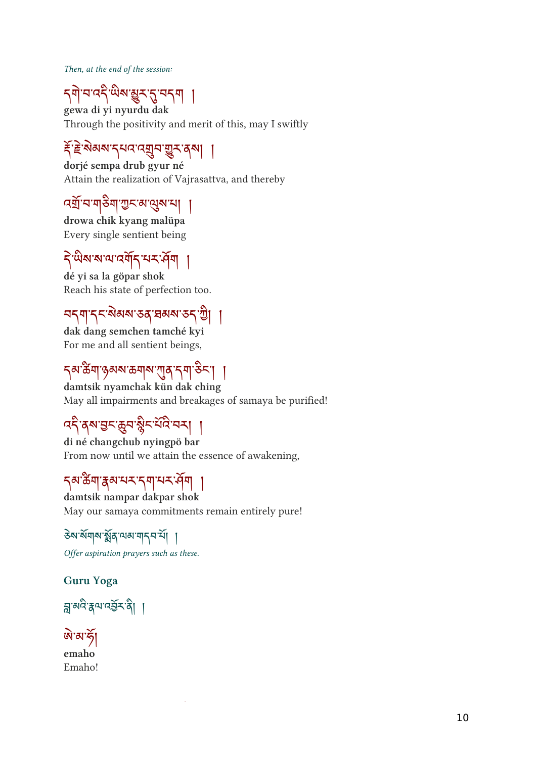*Then, at the end of the session:*

དགེ་བ་འདི་ཡིས་མྱུར་དུ་བདག །

**gewa di yi nyurdu dak**

Through the positivity and merit of this, may I swiftly

རྡོ་རྗེ་སེམས་དཔའ་འགྲུབ་གྱུར་ནས། །

**dorjé sempa drub gyur né**

Attain the realization of Vajrasattva, and thereby

འགྲོ་བ་གཅིག་ཀྱང་མ་ལུས་པ། །

**drowa chik kyang malüpa**

Every single sentient being

དེ་ཡིས་ས་ལ་འགོད་པར་ཤོག །

**dé yi sa la göpar shok**

Reach his state of perfection too.

བདག་དང་སེམས་ཅན་ཐམས་ཅད་ཀྱི། །

**dak dang semchen tamché kyi**

For me and all sentient beings,

དམ་ཚིག་ཉམས་ཆགས་ཀུན་དག་ཅིང་། །

**damtsik nyamchak kün dak ching**

May all impairments and breakages of samaya be purified!

འདི་ནས་བྱང་ཆུབ་སྙིང་པོའི་བར། །

**di né changchub nyingpö bar**

From now until we attain the essence of awakening,

དམ་ཚིག་རྣམ་པར་དག་པར་ཤོག །

**damtsik nampar dakpar shok**

May our samaya commitments remain entirely pure!

ཅེས་སོགས་སྨོན་ལམ་གདབ་པོ། །

*Offer aspiration prayers such as these.*

### Guru Yoga

བླ་མའི་རྣལ་འབྱོར་ནི། །

ཨེ་མ་ཧོ།

**emaho**

Emaho!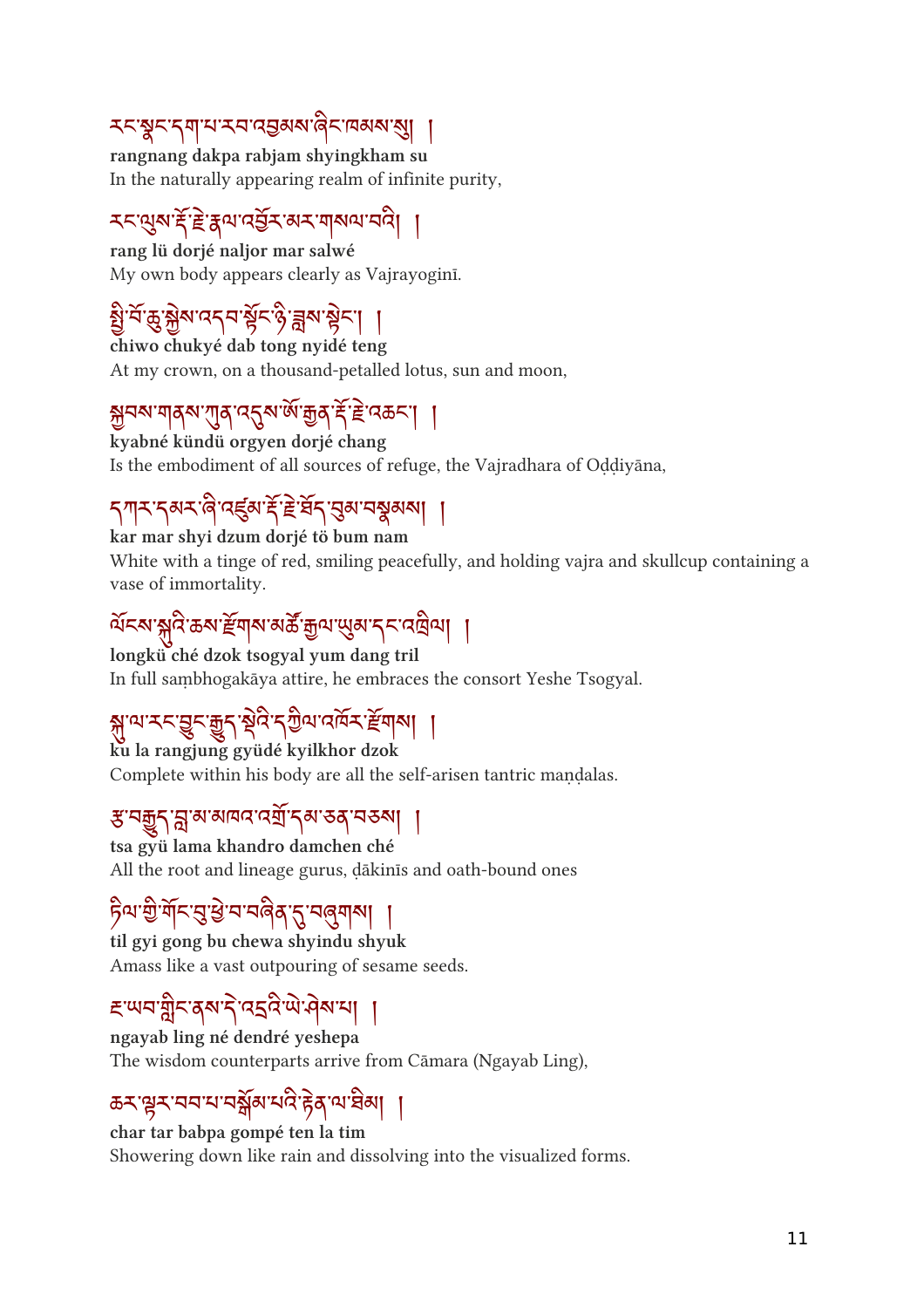རང་སྣང་དག་པ་རབ་འབྱམས་ཞིང་ཁམས་སུ། །

**rangnang dakpa rabjam shyingkham su**

In the naturally appearing realm of infinite purity,

རང་ལུས་རྡོ་རྗེ་རྣལ་འབྱོར་མར་གསལ་བའི། །

**rang lü dorjé naljor mar salwé**

My own body appears clearly as Vajrayoginī.

སྤྱི་བོ་ཆུ་སྐྱེས་འདབ་སྟོང་ཉི་ཟླས་སྟེང་། །

**chiwo chukyé dab tong nyidé teng**

At my crown, on a thousand-petalled lotus, sun and moon,

སྐྱབས་གནས་ཀུན་འདུས་ཨོ་རྒྱན་རྡོ་རྗེ་འཆང་། །

**kyabné kündü orgyen dorjé chang**

Is the embodiment of all sources of refuge, the Vajradhara of Oḍḍiyāna,

དཀར་དམར་ཞི་འཛུམ་རྡོ་རྗེ་ཐོད་བུམ་བསྣམས། །

**kar mar shyi dzum dorjé tö bum nam**

White with a tinge of red, smiling peacefully, and holding vajra and skullcup containing a vase of immortality.

ལོངས་སྐུའི་ཆས་རྫོགས་མཚོ་རྒྱལ་ཡུམ་དང་འཁྲིལ། །

**longkü ché dzok tsogyal yum dang tril**

In full saṃbhogakāya attire, he embraces the consort Yeshe Tsogyal.

སྐུ་ལ་རང་བྱུང་རྒྱུད་སྡེའི་དཀྱིལ་འཁོར་རྫོགས། །

**ku la rangjung gyüdé kyilkhor dzok**

Complete within his body are all the self-arisen tantric maṇḍalas.

རྩ་བརྒྱུད་བླ་མ་མཁའ་འགྲོ་དམ་ཅན་བཅས། །

**tsa gyü lama khandro damchen ché**

All the root and lineage gurus, ḍākinīs and oath-bound ones

ཏིལ་གྱི་གོང་བུ་ཕྱེ་བ་བཞིན་དུ་བཞུགས། །

**til gyi gong bu chewa shyindu shyuk**

Amass like a vast outpouring of sesame seeds.

རྔ་ཡབ་གླིང་ནས་དེ་འདྲའི་ཡེ་ཤེས་པ། །

**ngayab ling né dendré yeshepa**

The wisdom counterparts arrive from Cāmara (Ngayab Ling),

ཆར་ལྟར་བབ་པ་བསྒོམ་པའི་རྟེན་ལ་ཐིམ། །

**char tar babpa gompé ten la tim**

Showering down like rain and dissolving into the visualized forms.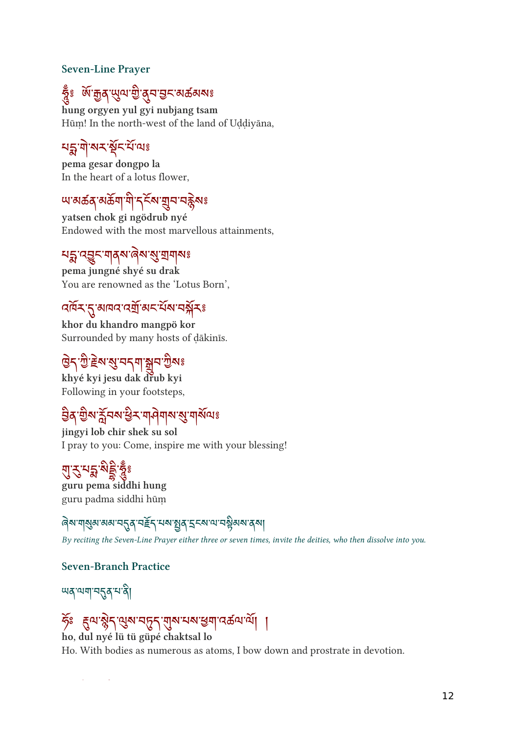### Seven-Line Prayer

ཧཱུྃ༔ ཨོ་རྒྱན་ཡུལ་གྱི་ནུབ་བྱང་མཚམས༔

**hung orgyen yul gyi nubjang tsam**

Hūṃ! In the north-west of the land of Uḍḍiyāna,

པདྨ་གེ་སར་སྡོང་པོ་ལ༔

**pema gesar dongpo la**

In the heart of a lotus flower,

ཡ་མཚན་མཆོག་གི་དངོས་གྲུབ་བརྙེས༔

**yatsen chok gi ngödrub nyé**

Endowed with the most marvellous attainments,

པདྨ་འབྱུང་གནས་ཞེས་སུ་གྲགས༔

**pema jungné shyé su drak**

You are renowned as the 'Lotus Born',

འཁོར་དུ་མཁའ་འགྲོ་མང་པོས་བསྐོར༔

**khor du khandro mangpö kor**

Surrounded by many hosts of ḍākinīs.

ཁྱེད་ཀྱི་རྗེས་སུ་བདག་སྒྲུབ་ཀྱིས༔

**khyé kyi jesu dak drub kyi**

Following in your footsteps,

བྱིན་གྱིས་རློབས་ཕྱིར་གཤེགས་སུ་གསོལ༔

**jingyi lob chir shek su sol**

I pray to you: Come, inspire me with your blessing!

གུ་རུ་པདྨ་སིདྡྷི་ཧཱུྃ༔

**guru pema siddhi hung**

guru padma siddhi hūṃ

ཞེས་གསུམ་མམ་བདུན་བརྗོད་པས་སྤྱན་དྲངས་ལ་བསྟིམས་ནས།

*By reciting the Seven-Line Prayer either three or seven times, invite the deities, who then dissolve into you.*

### Seven-Branch Practice

ཡན་ལག་བདུན་པ་ནི།

ཧོ༔ རྡུལ་སྙེད་ལུས་བཏུད་གུས་པས་ཕྱག་འཚལ་ལོ། །

**ho, dul nyé lü tü güpé chaktsal lo**

Ho. With bodies as numerous as atoms, I bow down and prostrate in devotion.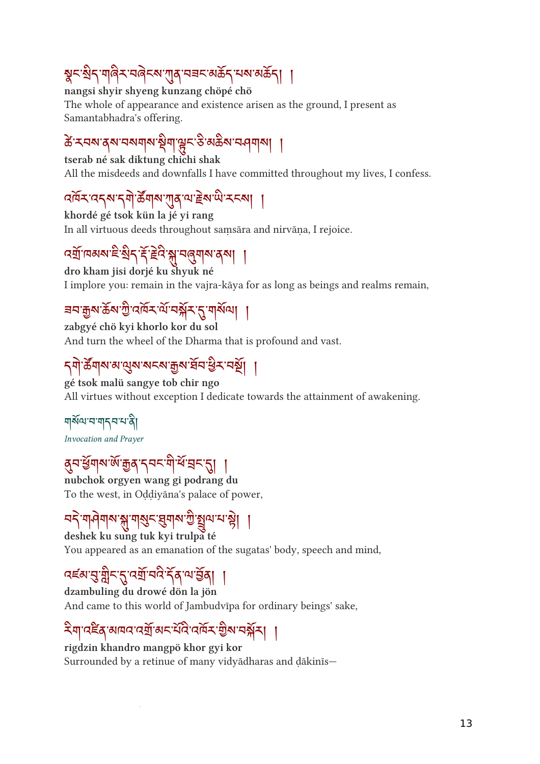སྣང་སྲིད་གཞིར་བཞེངས་ཀུན་བཟང་མཆོད་པས་མཆོད། །

**nangsi shyir shyeng kunzang chöpé chö**

The whole of appearance and existence arisen as the ground, I present as Samantabhadra's offering.

ཚེ་རབས་ནས་བསགས་སྡིག་ལྟུང་ཅི་མཆིས་བཤགས། །

**tserab né sak diktung chichi shak**

All the misdeeds and downfalls I have committed throughout my lives, I confess.

འཁོར་འདས་དགེ་ཚོགས་ཀུན་ལ་རྗེས་ཡི་རངས། །

**khordé gé tsok kün la jé yi rang**

In all virtuous deeds throughout saṃsāra and nirvāṇa, I rejoice.

འགྲོ་ཁམས་ཇི་སྲིད་རྡོ་རྗེའི་སྐུ་བཞུགས་ནས། །

**dro kham jisi dorjé ku shyuk né**

I implore you: remain in the vajra-kāya for as long as beings and realms remain,

ཟབ་རྒྱས་ཆོས་ཀྱི་འཁོར་ལོ་བསྐོར་དུ་གསོལ། །

**zabgyé chö kyi khorlo kor du sol**

And turn the wheel of the Dharma that is profound and vast.

དགེ་ཚོགས་མ་ལུས་སངས་རྒྱས་ཐོབ་ཕྱིར་བསྔོ། །

**gé tsok malü sangye tob chir ngo**

All virtues without exception I dedicate towards the attainment of awakening.

## གསོལ་བ་གདབ་པ་ནི།

*Invocation and Prayer*

ནུབ་ཕྱོགས་ཨོ་རྒྱན་དབང་གི་ཕོ་བྲང་དུ། །

**nubchok orgyen wang gi podrang du**

To the west, in Oḍḍiyāna's palace of power,

བདེ་གཤེགས་སྐུ་གསུང་ཐུགས་ཀྱི་སྤྲུལ་པ་སྟེ། །

**deshek ku sung tuk kyi trulpa té**

You appeared as an emanation of the sugatas' body, speech and mind,

འཛམ་བུ་གླིང་དུ་འགྲོ་བའི་དོན་ལ་བྱོན། །

**dzambuling du drowé dön la jön**

And came to this world of Jambudvīpa for ordinary beings' sake,

རིག་འཛིན་མཁའ་འགྲོ་མང་པོའི་འཁོར་གྱིས་བསྐོར། །

**rigdzin khandro mangpö khor gyi kor**

Surrounded by a retinue of many vidyādharas and ḍākinīs—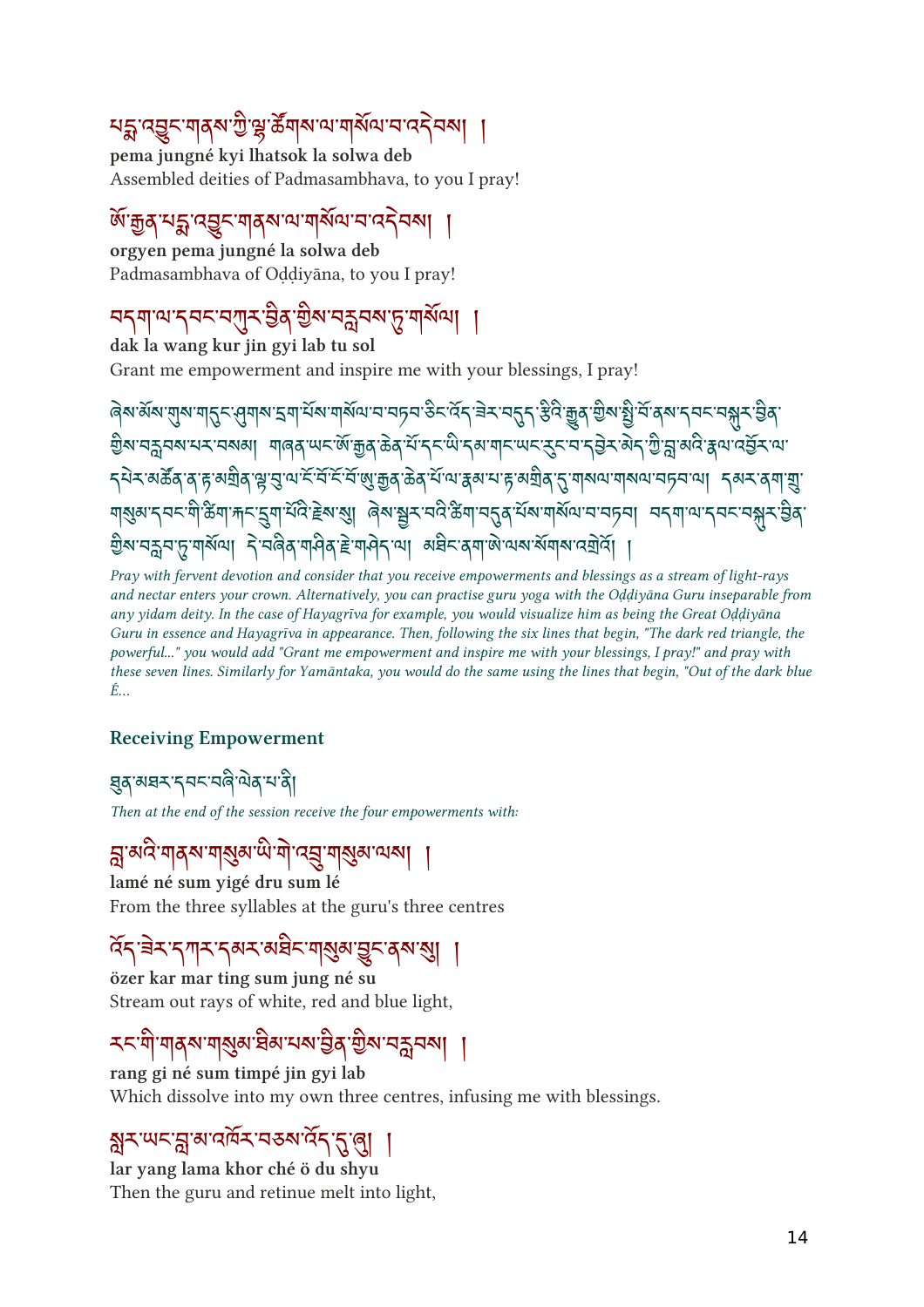པདྨ་འབྱུང་གནས་ཀྱི་ལྷ་ཚོགས་ལ་གསོལ་བ་འདེབས། །

**pema jungné kyi lhatsok la solwa deb**

Assembled deities of Padmasambhava, to you I pray!

ཨོ་རྒྱན་པདྨ་འབྱུང་གནས་ལ་གསོལ་བ་འདེབས། །

**orgyen pema jungné la solwa deb**

Padmasambhava of Oḍḍiyāna, to you I pray!

བདག་ལ་དབང་བསྐུར་བྱིན་གྱིས་བརླབས་ཏུ་གསོལ། །

**dak la wang kur jin gyi lab tu sol**

Grant me empowerment and inspire me with your blessings, I pray!

ཞེས་མོས་གུས་གདུང་ཤུགས་དྲག་པོས་གསོལ་བ་བཏབ་ཅིང་འོད་ཟེར་བདུད་རྩིའི་རྒྱུན་གྱིས་སྤྱི་བོ་ནས་དབང་བསྐུར་བྱིན་གྱིས་བརླབས་པར་བསམ། གཞན་ཡང་ཨོ་རྒྱན་ཆེན་པོ་དང་ཡི་དམ་གང་ཡང་རུང་བ་དབྱེར་མེད་ཀྱི་བླ་མའི་རྣལ་འབྱོར་ལ་དཔེར་མཚོན་ན་རྟ་མགྲིན་ལྟ་བུ་ལ་ངོ་བོ་ཨོ་རྒྱན་ཆེན་པོ་ལ་རྣམ་པ་རྟ་མགྲིན་དུ་གསལ་གསལ་བཏབ་ལ། དམར་ནག་གྲུ་གསུམ་དབང་གི་ཚིག་རྐང་དྲུག་པོའི་རྗེས་སུ། ཞེས་སྦྱར་བའི་ཚིག་བདུན་པོས་གསོལ་བ་བཏབ། བདག་ལ་དབང་བསྐུར་བྱིན་གྱིས་བརླབ་ཏུ་གསོལ། དེ་བཞིན་གཤིན་རྗེ་གཤེད་ལ། མཐིང་ནག་ཨེ་ལས་སོགས་འགྲེ། །

*Pray with fervent devotion and consider that you receive empowerments and blessings as a stream of light-rays and nectar enters your crown. Alternatively, you can practise guru yoga with the Oḍḍiyāna Guru inseparable from any yidam deity. In the case of Hayagrīva for example, you would visualize him as being the Great Oḍḍiyāna Guru in essence and Hayagrīva in appearance. Then, following the six lines that begin, "The dark red triangle, the powerful..." you would add "Grant me empowerment and inspire me with your blessings, I pray!" and pray with these seven lines. Similarly for Yamāntaka, you would do the same using the lines that begin, "Out of the dark blue É...*

## Receiving Empowerment

ཐུན་མཐར་དབང་བཞི་ལེན་པ་ནི།

*Then at the end of the session receive the four empowerments with:*

བླ་མའི་གནས་གསུམ་ཡི་གེ་འབྲུ་གསུམ་ལས། །

**lamé né sum yigé dru sum lé**

From the three syllables at the guru's three centres

འོད་ཟེར་དཀར་དམར་མཐིང་གསུམ་བྱུང་ནས་སུ། །

**özer kar mar ting sum jung né su**

Stream out rays of white, red and blue light,

རང་གི་གནས་གསུམ་ཐིམ་པས་བྱིན་གྱིས་བརླབས། །

**rang gi né sum timpé jin gyi lab**

Which dissolve into my own three centres, infusing me with blessings.

སླར་ཡང་བླ་མ་འཁོར་བཅས་འོད་དུ་ཞུ། །

**lar yang lama khor ché ö du shyu**

Then the guru and retinue melt into light,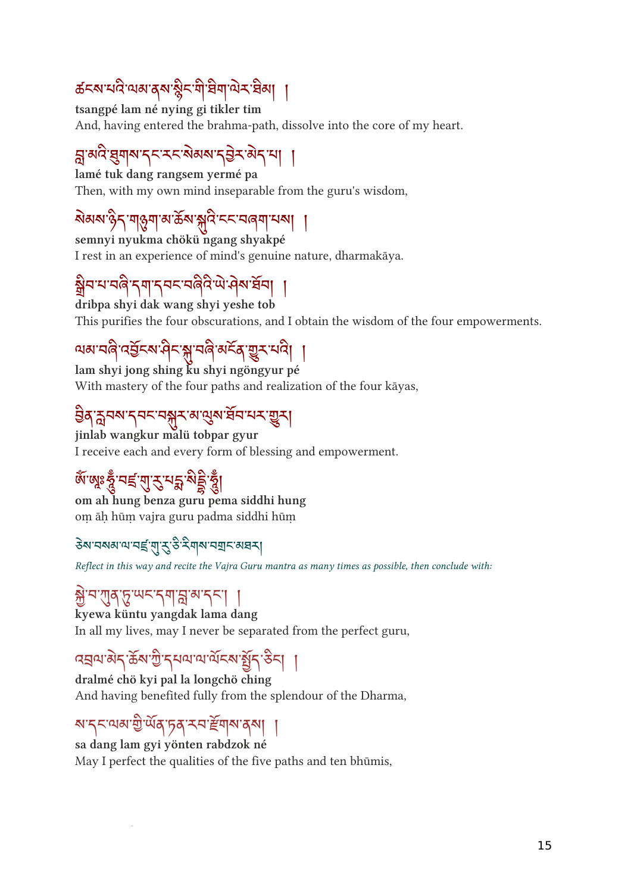ཚངས་པའི་ལམ་ནས་སྙིང་གི་ཐིག་ལེར་ཐིམ། །

**tsangpé lam né nying gi tikler tim**

And, having entered the brahma-path, dissolve into the core of my heart.

བླ་མའི་ཐུགས་དང་རང་སེམས་དབྱེར་མེད་པ། །

**lamé tuk dang rangsem yermé pa**

Then, with my own mind inseparable from the guru's wisdom,

སེམས་ཉིད་གཉུག་མ་ཆོས་སྐུའི་ངང་བཞག་པས། །

**semnyi nyukma chökü ngang shyakpé**

I rest in an experience of mind's genuine nature, dharmakāya.

སྒྲིབ་པ་བཞི་དག་དབང་བཞིའི་ཡེ་ཤེས་ཐོབ། །

**dribpa shyi dak wang shyi yeshe tob**

This purifies the four obscurations, and I obtain the wisdom of the four empowerments.

ལམ་བཞི་འབྱོངས་ཤིང་སྐུ་བཞི་མངོན་གྱུར་པའི། །

**lam shyi jong shing ku shyi ngöngyur pé**

With mastery of the four paths and realization of the four kāyas,

བྱིན་རླབས་དབང་བསྐུར་མ་ལུས་ཐོབ་པར་གྱུར།

**jinlab wangkur malü tobpar gyur**

I receive each and every form of blessing and empowerment.

ཨོཾ་ཨཱཿཧཱུྃ་བཛྲ་གུ་རུ་པདྨ་སིདྡྷི་ཧཱུྃ།

**om ah hung benza guru pema siddhi hung**

oṃ āḥ hūṃ vajra guru padma siddhi hūṃ

ཅེས་བསམ་ལ་བཛྲ་གུ་རུ་ཅི་རིགས་བགྲང་མཐར།

*Reflect in this way and recite the Vajra Guru mantra as many times as possible, then conclude with:*

སྐྱེ་བ་ཀུན་ཏུ་ཡང་དག་བླ་མ་དང་། །

**kyewa küntu yangdak lama dang**

In all my lives, may I never be separated from the perfect guru,

འབྲལ་མེད་ཆོས་ཀྱི་དཔལ་ལ་ལོངས་སྤྱོད་ཅིང་། །

**dralmé chö kyi pal la longchö ching**

And having benefited fully from the splendour of the Dharma,

ས་དང་ལམ་གྱི་ཡོན་ཏན་རབ་རྫོགས་ནས། །

**sa dang lam gyi yönten rabdzok né**

May I perfect the qualities of the five paths and ten bhūmis,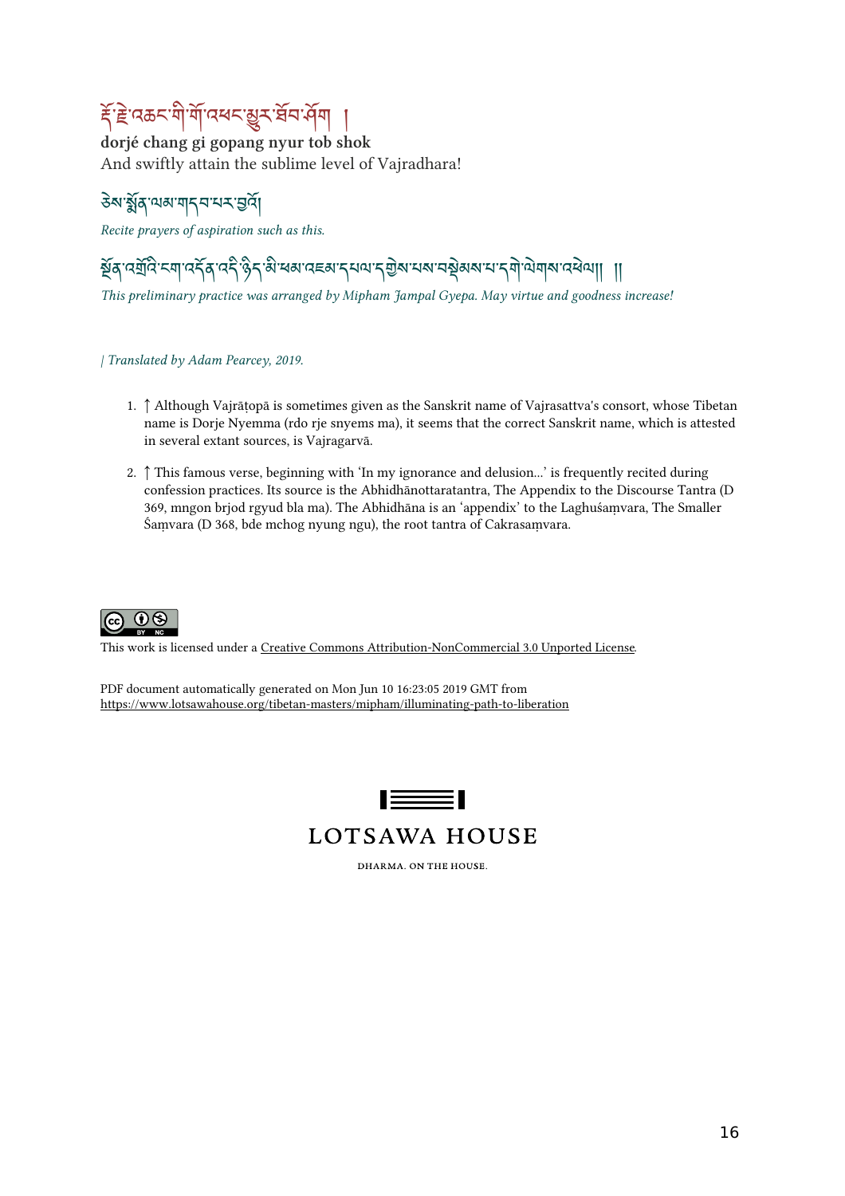རྡོ་རྗེ་འཆང་གི་གོ་འཕང་མྱུར་ཐོབ་ཤོག །

**dorjé chang gi gopang nyur tob shok**

And swiftly attain the sublime level of Vajradhara!

ཅེས་སྨོན་ལམ་གདབ་པར་བྱའོ།

*Recite prayers of aspiration such as this.*

སྔོན་འགྲོའི་ངག་འདོན་འདི་ཉིད་མི་ཕམ་འཇམ་དཔལ་དགྱེས་པས་བསྒྲིགས་པ་དགེ་ལེགས་འཕེལ།། ||

*This preliminary practice was arranged by Mipham Jampal Gyepa. May virtue and goodness increase!*

*| Translated by Adam Pearcey, 2019.*

1. ↑ Although Vajrāṭopā is sometimes given as the Sanskrit name of Vajrasattva's consort, whose Tibetan name is Dorje Nyemma (rdo rje snyems ma), it seems that the correct Sanskrit name, which is attested in several extant sources, is Vajragarvā.

2. ↑ This famous verse, beginning with 'In my ignorance and delusion…' is frequently recited during confession practices. Its source is the Abhidhānottaratantra, The Appendix to the Discourse Tantra (D 369, mngon brjod rgyud bla ma). The Abhidhāna is an 'appendix' to the Laghuśaṃvara, The Smaller Śaṃvara (D 368, bde mchog nyung ngu), the root tantra of Cakrasaṃvara.

This work is licensed under a Creative Commons Attribution-NonCommercial 3.0 Unported License.

PDF document automatically generated on Mon Jun 10 16:23:05 2019 GMT from https://www.lotsawahouse.org/tibetan-masters/mipham/illuminating-path-to-liberation

LOTSAWA HOUSE

DHARMA. ON THE HOUSE.